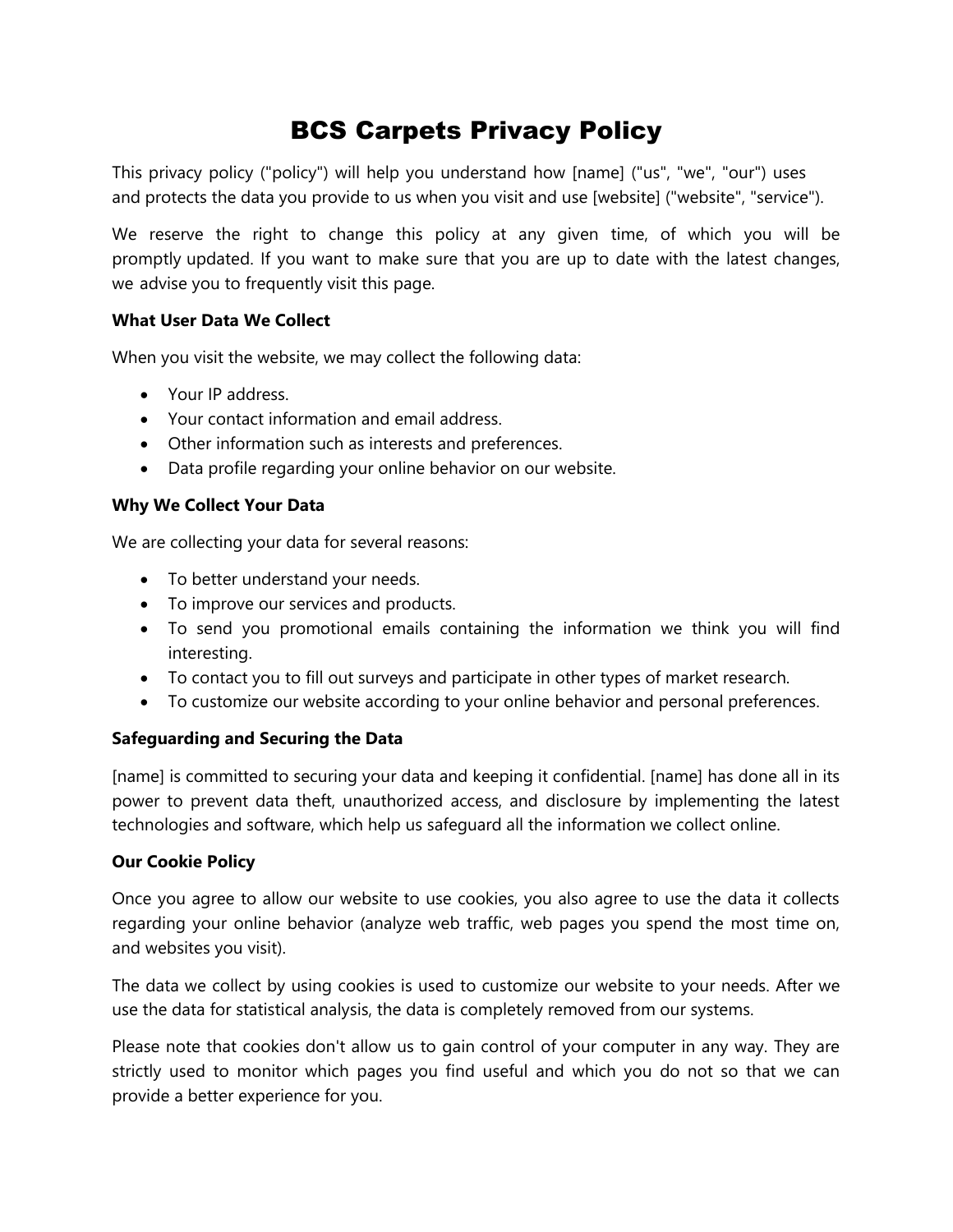# BCS Carpets Privacy Policy

This privacy policy ("policy") will help you understand how [name] ("us", "we", "our") uses and protects the data you provide to us when you visit and use [website] ("website", "service").

We reserve the right to change this policy at any given time, of which you will be promptly updated. If you want to make sure that you are up to date with the latest changes, we advise you to frequently visit this page.

**What User Data We Collect**

When you visit the website, we may collect the following data:

- Your IP address.
- Your contact information and email address.
- Other information such as interests and preferences.
- Data profile regarding your online behavior on our website.

**Why We Collect Your Data**

We are collecting your data for several reasons:

- To better understand your needs.
- To improve our services and products.
- To send you promotional emails containing the information we think you will find interesting.
- To contact you to fill out surveys and participate in other types of market research.
- To customize our website according to your online behavior and personal preferences.

**Safeguarding and Securing the Data**

[name] is committed to securing your data and keeping it confidential. [name] has done all in its power to prevent data theft, unauthorized access, and disclosure by implementing the latest technologies and software, which help us safeguard all the information we collect online.

**Our Cookie Policy**

Once you agree to allow our website to use cookies, you also agree to use the data it collects regarding your online behavior (analyze web traffic, web pages you spend the most time on, and websites you visit).

The data we collect by using cookies is used to customize our website to your needs. After we use the data for statistical analysis, the data is completely removed from our systems.

Please note that cookies don't allow us to gain control of your computer in any way. They are strictly used to monitor which pages you find useful and which you do not so that we can provide a better experience for you.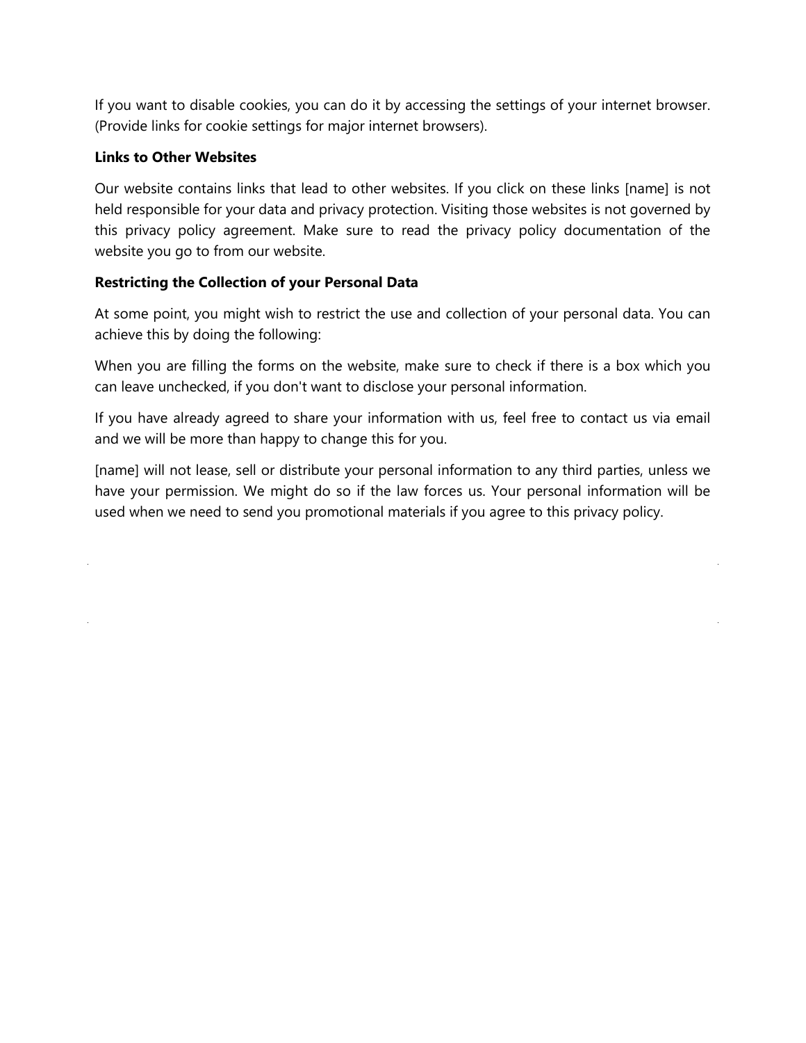If you want to disable cookies, you can do it by accessing the settings of your internet browser. (Provide links for cookie settings for major internet browsers).

**Links to Other Websites**

Our website contains links that lead to other websites. If you click on these links [name] is not held responsible for your data and privacy protection. Visiting those websites is not governed by this privacy policy agreement. Make sure to read the privacy policy documentation of the website you go to from our website.

**Restricting the Collection of your Personal Data**

At some point, you might wish to restrict the use and collection of your personal data. You can achieve this by doing the following:

When you are filling the forms on the website, make sure to check if there is a box which you can leave unchecked, if you don't want to disclose your personal information.

If you have already agreed to share your information with us, feel free to contact us via email and we will be more than happy to change this for you.

[name] will not lease, sell or distribute your personal information to any third parties, unless we have your permission. We might do so if the law forces us. Your personal information will be used when we need to send you promotional materials if you agree to this privacy policy.